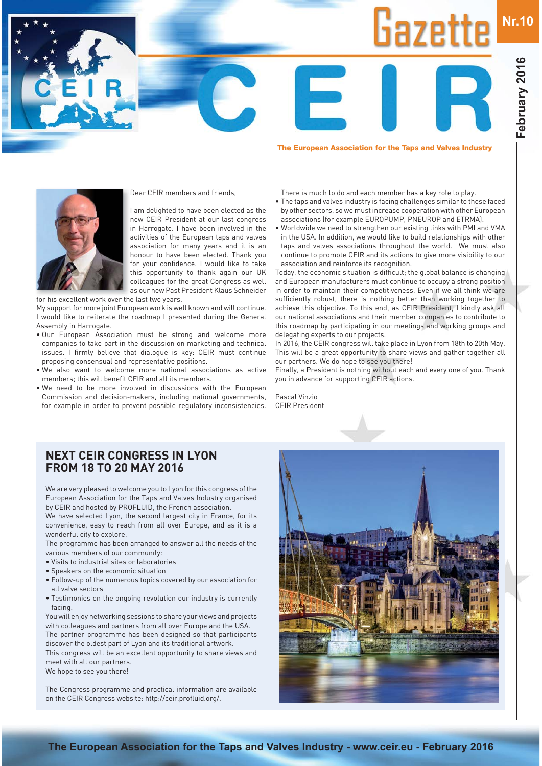# Gazette CEIR

Nr.10

February 2016

**The European Association for the Taps and Valves Industry**

Dear CEIR members and friends,

I am delighted to have been elected as the new CEIR President at our last congress in Harrogate. I have been involved in the activities of the European taps and valves association for many years and it is an honour to have been elected. Thank you for your confidence. I would like to take this opportunity to thank again our UK colleagues for the great Congress as well as our new Past President Klaus Schneider for his excellent work over the last two years.

My support for more joint European work is well known and will continue. I would like to reiterate the roadmap I presented during the General Assembly in Harrogate.

- Our European Association must be strong and welcome more companies to take part in the discussion on marketing and technical issues. I firmly believe that dialogue is key: CEIR must continue proposing consensual and representative positions.
- We also want to welcome more national associations as active members; this will benefit CEIR and all its members.
- We need to be more involved in discussions with the European Commission and decision-makers, including national governments, for example in order to prevent possible regulatory inconsistencies.

There is much to do and each member has a key role to play.

- The taps and valves industry is facing challenges similar to those faced by other sectors, so we must increase cooperation with other European associations (for example EUROPUMP, PNEUROP and ETRMA).
- Worldwide we need to strengthen our existing links with PMI and VMA in the USA. In addition, we would like to build relationships with other taps and valves associations throughout the world. We must also continue to promote CEIR and its actions to give more visibility to our association and reinforce its recognition.

Today, the economic situation is difficult; the global balance is changing and European manufacturers must continue to occupy a strong position in order to maintain their competitiveness. Even if we all think we are sufficiently robust, there is nothing better than working together to achieve this objective. To this end, as CEIR President, I kindly ask all our national associations and their member companies to contribute to this roadmap by participating in our meetings and working groups and delegating experts to our projects.

In 2016, the CEIR congress will take place in Lyon from 18th to 20th May. This will be a great opportunity to share views and gather together all our partners. We do hope to see you there!

Finally, a President is nothing without each and every one of you. Thank you in advance for supporting CEIR actions.

Pascal Vinzio
CEIR President

## NEXT CEIR CONGRESS IN LYON FROM 18 TO 20 MAY 2016

We are very pleased to welcome you to Lyon for this congress of the European Association for the Taps and Valves Industry organised by CEIR and hosted by PROFLUID, the French association.

We have selected Lyon, the second largest city in France, for its convenience, easy to reach from all over Europe, and as it is a wonderful city to explore.

The programme has been arranged to answer all the needs of the various members of our community:

- Visits to industrial sites or laboratories
- Speakers on the economic situation
- Follow-up of the numerous topics covered by our association for all valve sectors
- Testimonies on the ongoing revolution our industry is currently facing.

You will enjoy networking sessions to share your views and projects with colleagues and partners from all over Europe and the USA.

The partner programme has been designed so that participants discover the oldest part of Lyon and its traditional artwork.

This congress will be an excellent opportunity to share views and meet with all our partners.

We hope to see you there!

The Congress programme and practical information are available on the CEIR Congress website: http://ceir.profluid.org/.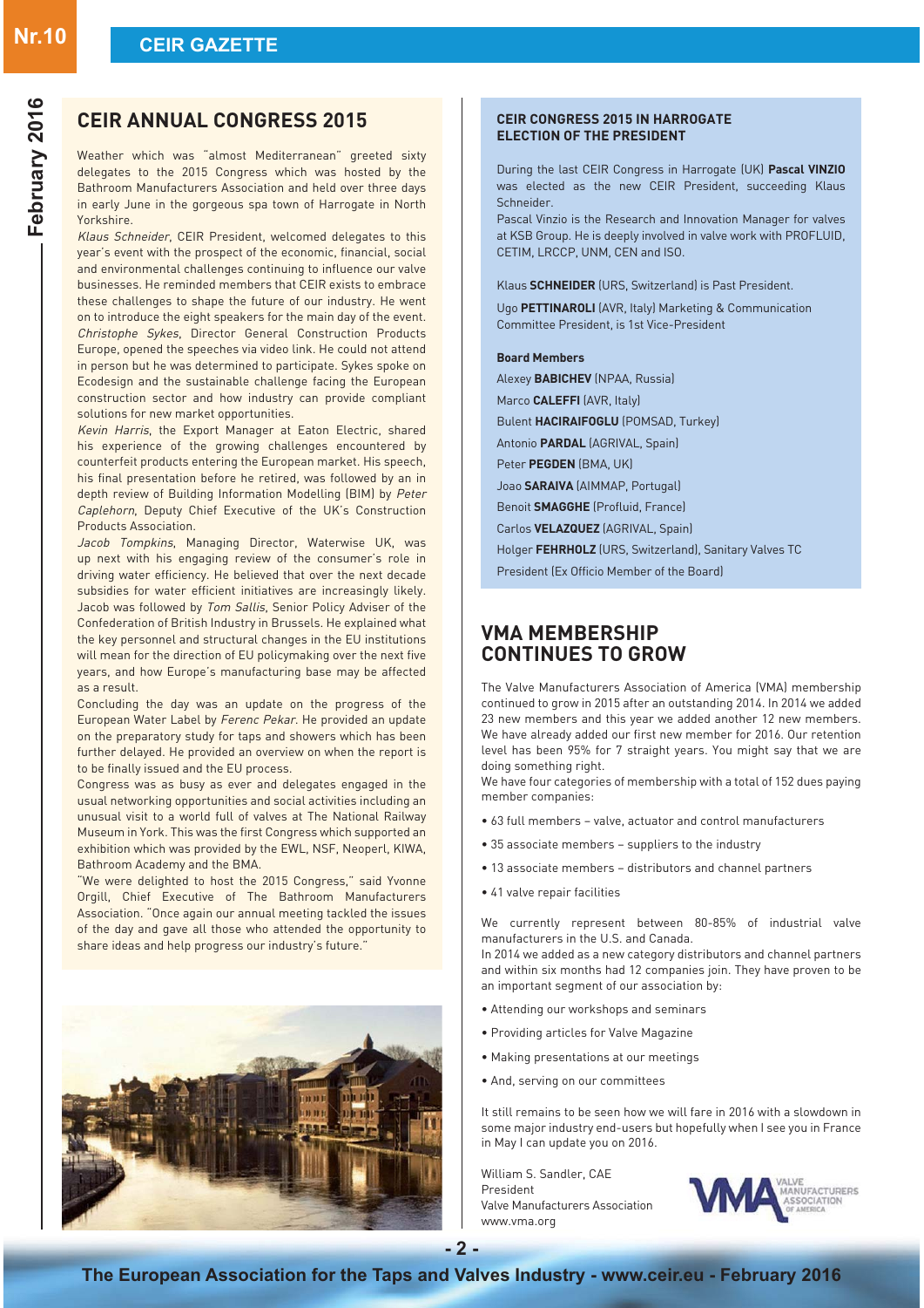## CEIR ANNUAL CONGRESS 2015

Weather which was "almost Mediterranean" greeted sixty delegates to the 2015 Congress which was hosted by the Bathroom Manufacturers Association and held over three days in early June in the gorgeous spa town of Harrogate in North Yorkshire.

*Klaus Schneider*, CEIR President, welcomed delegates to this year's event with the prospect of the economic, financial, social and environmental challenges continuing to influence our valve businesses. He reminded members that CEIR exists to embrace these challenges to shape the future of our industry. He went on to introduce the eight speakers for the main day of the event.

*Christophe Sykes*, Director General Construction Products Europe, opened the speeches via video link. He could not attend in person but he was determined to participate. Sykes spoke on Ecodesign and the sustainable challenge facing the European construction sector and how industry can provide compliant solutions for new market opportunities.

*Kevin Harris*, the Export Manager at Eaton Electric, shared his experience of the growing challenges encountered by counterfeit products entering the European market. His speech, his final presentation before he retired, was followed by an in depth review of Building Information Modelling (BIM) by *Peter Caplehorn*, Deputy Chief Executive of the UK's Construction Products Association.

*Jacob Tompkins*, Managing Director, Waterwise UK, was up next with his engaging review of the consumer's role in driving water efficiency. He believed that over the next decade subsidies for water efficient initiatives are increasingly likely. Jacob was followed by *Tom Sallis*, Senior Policy Adviser of the Confederation of British Industry in Brussels. He explained what the key personnel and structural changes in the EU institutions will mean for the direction of EU policymaking over the next five years, and how Europe's manufacturing base may be affected as a result.

Concluding the day was an update on the progress of the European Water Label by *Ferenc Pekar*. He provided an update on the preparatory study for taps and showers which has been further delayed. He provided an overview on when the report is to be finally issued and the EU process.

Congress was as busy as ever and delegates engaged in the usual networking opportunities and social activities including an unusual visit to a world full of valves at The National Railway Museum in York. This was the first Congress which supported an exhibition which was provided by the EWL, NSF, Neoperl, KIWA, Bathroom Academy and the BMA.

"We were delighted to host the 2015 Congress," said Yvonne Orgill, Chief Executive of The Bathroom Manufacturers Association. "Once again our annual meeting tackled the issues of the day and gave all those who attended the opportunity to share ideas and help progress our industry's future."

### CEIR CONGRESS 2015 IN HARROGATE ELECTION OF THE PRESIDENT

During the last CEIR Congress in Harrogate (UK) **Pascal VINZIO** was elected as the new CEIR President, succeeding Klaus Schneider.

Pascal Vinzio is the Research and Innovation Manager for valves at KSB Group. He is deeply involved in valve work with PROFLUID, CETIM, LRCCP, UNM, CEN and ISO.

Klaus **SCHNEIDER** (URS, Switzerland) is Past President.

Ugo **PETTINAROLI** (AVR, Italy) Marketing & Communication Committee President, is 1st Vice-President

**Board Members**

Alexey **BABICHEV** (NPAA, Russia)

Marco **CALEFFI** (AVR, Italy)

Bulent **HACIRAIFOGLU** (POMSAD, Turkey)

Antonio **PARDAL** (AGRIVAL, Spain)

Peter **PEGDEN** (BMA, UK)

Joao **SARAIVA** (AIMMAP, Portugal)

Benoit **SMAGGHE** (Profluid, France)

Carlos **VELAZQUEZ** (AGRIVAL, Spain)

Holger **FEHRHOLZ** (URS, Switzerland), Sanitary Valves TC President (Ex Officio Member of the Board)

## VMA MEMBERSHIP CONTINUES TO GROW

The Valve Manufacturers Association of America (VMA) membership continued to grow in 2015 after an outstanding 2014. In 2014 we added 23 new members and this year we added another 12 new members. We have already added our first new member for 2016. Our retention level has been 95% for 7 straight years. You might say that we are doing something right.

We have four categories of membership with a total of 152 dues paying member companies:

- 63 full members – valve, actuator and control manufacturers
- 35 associate members – suppliers to the industry
- 13 associate members – distributors and channel partners
- 41 valve repair facilities

We currently represent between 80-85% of industrial valve manufacturers in the U.S. and Canada.

In 2014 we added as a new category distributors and channel partners and within six months had 12 companies join. They have proven to be an important segment of our association by:

- Attending our workshops and seminars
- Providing articles for Valve Magazine
- Making presentations at our meetings
- And, serving on our committees

It still remains to be seen how we will fare in 2016 with a slowdown in some major industry end-users but hopefully when I see you in France in May I can update you on 2016.

William S. Sandler, CAE
President
Valve Manufacturers Association
www.vma.org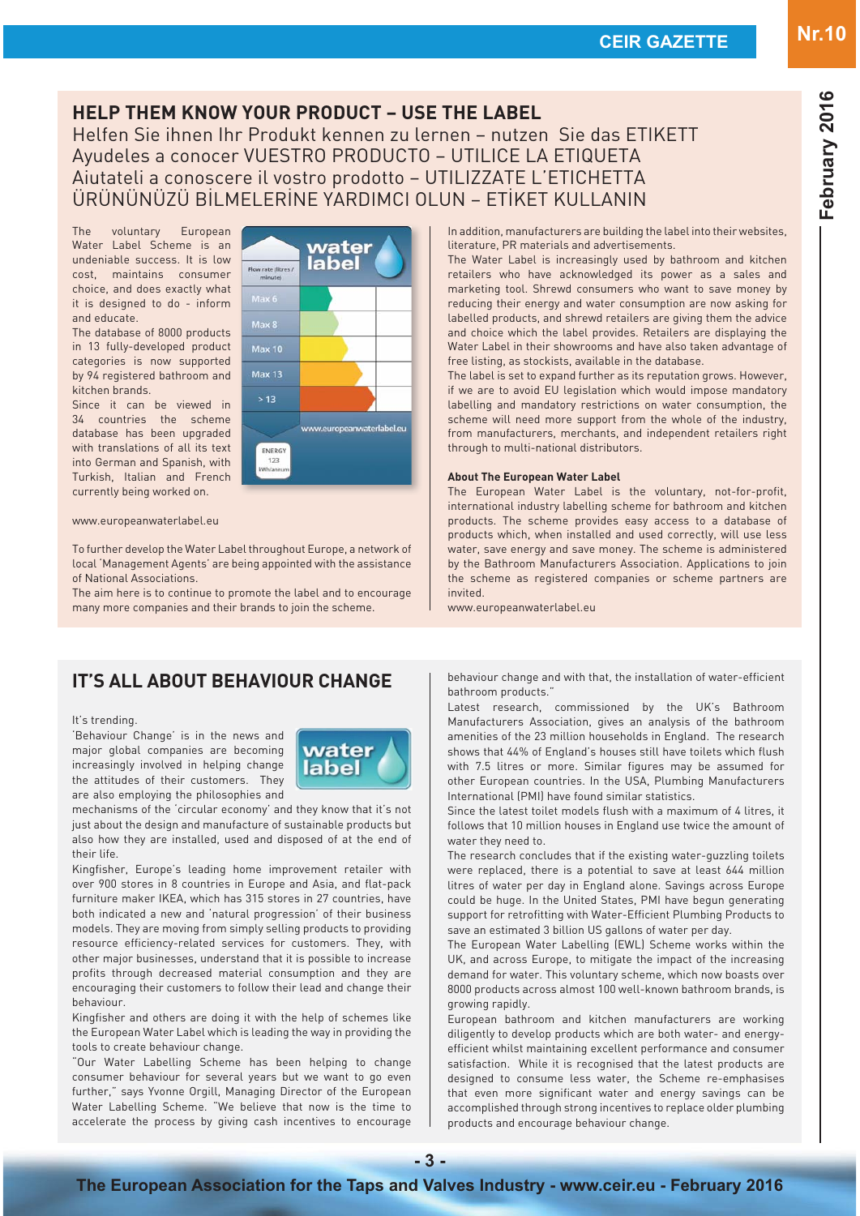## HELP THEM KNOW YOUR PRODUCT – USE THE LABEL

Helfen Sie ihnen Ihr Produkt kennen zu lernen – nutzen Sie das ETIKETT

Ayudeles a conocer VUESTRO PRODUCTO – UTILICE LA ETIQUETA

Aiutateli a conoscere il vostro prodotto – UTILIZZATE L'ETICHETTA

ÜRÜNÜNÜZÜ BİLMELERİNE YARDIMCI OLUN – ETİKET KULLANIN

The voluntary European Water Label Scheme is an undeniable success. It is low cost, maintains consumer choice, and does exactly what it is designed to do - inform and educate.

The database of 8000 products in 13 fully-developed product categories is now supported by 94 registered bathroom and kitchen brands.

Since it can be viewed in 34 countries the scheme database has been upgraded with translations of all its text into German and Spanish, with Turkish, Italian and French currently being worked on.

www.europeanwaterlabel.eu

To further develop the Water Label throughout Europe, a network of local 'Management Agents' are being appointed with the assistance of National Associations.

The aim here is to continue to promote the label and to encourage many more companies and their brands to join the scheme.

In addition, manufacturers are building the label into their websites, literature, PR materials and advertisements.

The Water Label is increasingly used by bathroom and kitchen retailers who have acknowledged its power as a sales and marketing tool. Shrewd consumers who want to save money by reducing their energy and water consumption are now asking for labelled products, and shrewd retailers are giving them the advice and choice which the label provides. Retailers are displaying the Water Label in their showrooms and have also taken advantage of free listing, as stockists, available in the database.

The label is set to expand further as its reputation grows. However, if we are to avoid EU legislation which would impose mandatory labelling and mandatory restrictions on water consumption, the scheme will need more support from the whole of the industry, from manufacturers, merchants, and independent retailers right through to multi-national distributors.

**About The European Water Label**

The European Water Label is the voluntary, not-for-profit, international industry labelling scheme for bathroom and kitchen products. The scheme provides easy access to a database of products which, when installed and used correctly, will use less water, save energy and save money. The scheme is administered by the Bathroom Manufacturers Association. Applications to join the scheme as registered companies or scheme partners are invited.

www.europeanwaterlabel.eu

## IT'S ALL ABOUT BEHAVIOUR CHANGE

It's trending.

'Behaviour Change' is in the news and major global companies are becoming increasingly involved in helping change the attitudes of their customers. They are also employing the philosophies and mechanisms of the 'circular economy' and they know that it's not just about the design and manufacture of sustainable products but also how they are installed, used and disposed of at the end of their life.

Kingfisher, Europe's leading home improvement retailer with over 900 stores in 8 countries in Europe and Asia, and flat-pack furniture maker IKEA, which has 315 stores in 27 countries, have both indicated a new and 'natural progression' of their business models. They are moving from simply selling products to providing resource efficiency-related services for customers. They, with other major businesses, understand that it is possible to increase profits through decreased material consumption and they are encouraging their customers to follow their lead and change their behaviour.

Kingfisher and others are doing it with the help of schemes like the European Water Label which is leading the way in providing the tools to create behaviour change.

"Our Water Labelling Scheme has been helping to change consumer behaviour for several years but we want to go even further," says Yvonne Orgill, Managing Director of the European Water Labelling Scheme. "We believe that now is the time to accelerate the process by giving cash incentives to encourage behaviour change and with that, the installation of water-efficient bathroom products."

Latest research, commissioned by the UK's Bathroom Manufacturers Association, gives an analysis of the bathroom amenities of the 23 million households in England. The research shows that 44% of England's houses still have toilets which flush with 7.5 litres or more. Similar figures may be assumed for other European countries. In the USA, Plumbing Manufacturers International (PMI) have found similar statistics.

Since the latest toilet models flush with a maximum of 4 litres, it follows that 10 million houses in England use twice the amount of water they need to.

The research concludes that if the existing water-guzzling toilets were replaced, there is a potential to save at least 644 million litres of water per day in England alone. Savings across Europe could be huge. In the United States, PMI have begun generating support for retrofitting with Water-Efficient Plumbing Products to save an estimated 3 billion US gallons of water per day.

The European Water Labelling (EWL) Scheme works within the UK, and across Europe, to mitigate the impact of the increasing demand for water. This voluntary scheme, which now boasts over 8000 products across almost 100 well-known bathroom brands, is growing rapidly.

European bathroom and kitchen manufacturers are working diligently to develop products which are both water- and energy-efficient whilst maintaining excellent performance and consumer satisfaction. While it is recognised that the latest products are designed to consume less water, the Scheme re-emphasises that even more significant water and energy savings can be accomplished through strong incentives to replace older plumbing products and encourage behaviour change.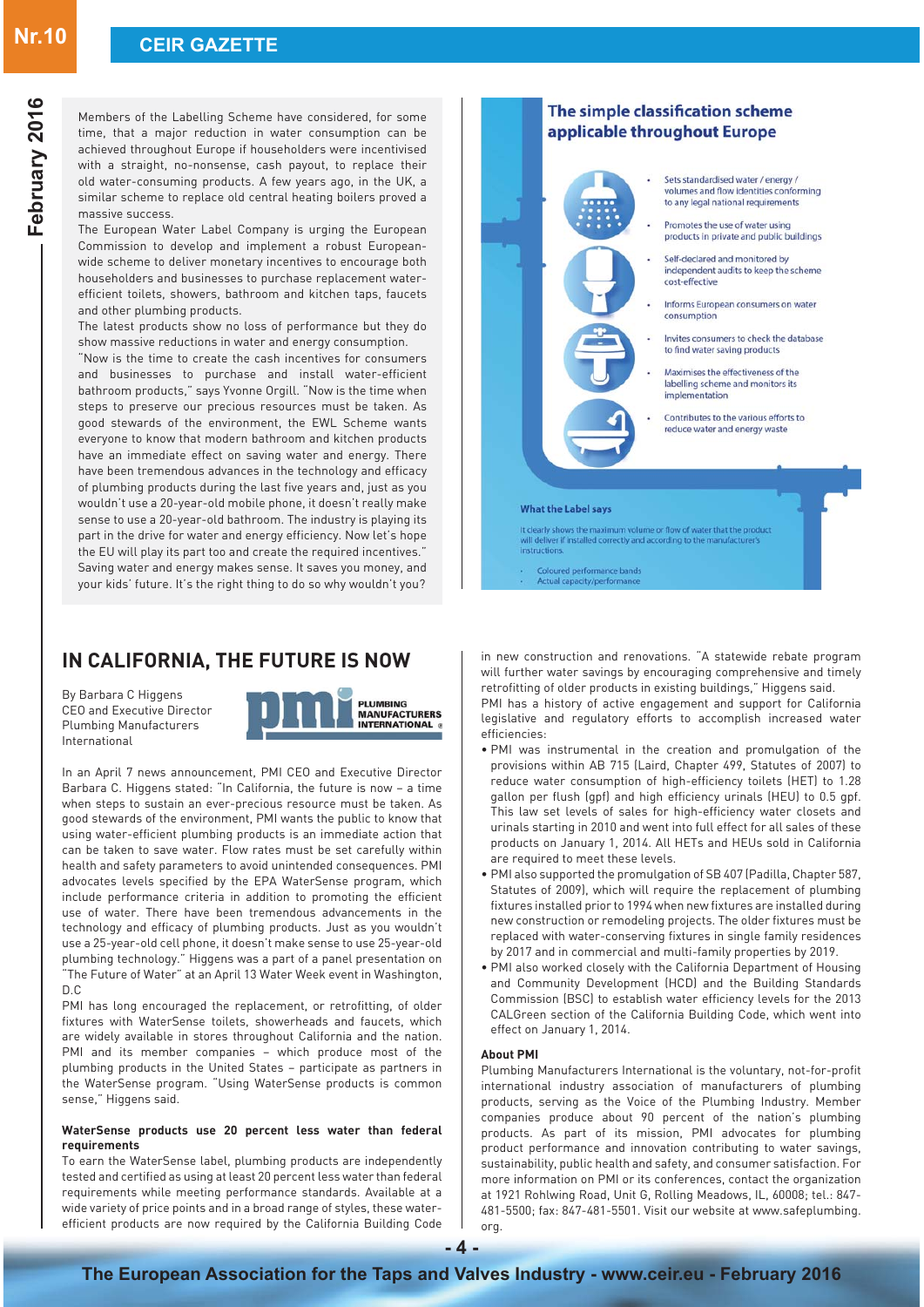Members of the Labelling Scheme have considered, for some time, that a major reduction in water consumption can be achieved throughout Europe if householders were incentivised with a straight, no-nonsense, cash payout, to replace their old water-consuming products. A few years ago, in the UK, a similar scheme to replace old central heating boilers proved a massive success.

The European Water Label Company is urging the European Commission to develop and implement a robust European-wide scheme to deliver monetary incentives to encourage both householders and businesses to purchase replacement water-efficient toilets, showers, bathroom and kitchen taps, faucets and other plumbing products.

The latest products show no loss of performance but they do show massive reductions in water and energy consumption.

"Now is the time to create the cash incentives for consumers and businesses to purchase and install water-efficient bathroom products," says Yvonne Orgill. "Now is the time when steps to preserve our precious resources must be taken. As good stewards of the environment, the EWL Scheme wants everyone to know that modern bathroom and kitchen products have an immediate effect on saving water and energy. There have been tremendous advances in the technology and efficacy of plumbing products during the last five years and, just as you wouldn't use a 20-year-old mobile phone, it doesn't really make sense to use a 20-year-old bathroom. The industry is playing its part in the drive for water and energy efficiency. Now let's hope the EU will play its part too and create the required incentives." Saving water and energy makes sense. It saves you money, and your kids' future. It's the right thing to do so why wouldn't you?

### The simple classification scheme applicable throughout Europe

- Sets standardised water / energy / volumes and flow identities conforming to any legal national requirements
- Promotes the use of water using products in private and public buildings
- Self-declared and monitored by independent audits to keep the scheme cost-effective
- Informs European consumers on water consumption
- Invites consumers to check the database to find water saving products
- Maximises the effectiveness of the labelling scheme and monitors its implementation
- Contributes to the various efforts to reduce water and energy waste

**What the Label says**

It clearly shows the maximum volume or flow of water that the product will deliver if installed correctly and according to the manufacturer's instructions.

- Coloured performance bands
- Actual capacity/performance

## IN CALIFORNIA, THE FUTURE IS NOW

By Barbara C Higgens
CEO and Executive Director
Plumbing Manufacturers International

In an April 7 news announcement, PMI CEO and Executive Director Barbara C. Higgens stated: "In California, the future is now – a time when steps to sustain an ever-precious resource must be taken. As good stewards of the environment, PMI wants the public to know that using water-efficient plumbing products is an immediate action that can be taken to save water. Flow rates must be set carefully within health and safety parameters to avoid unintended consequences. PMI advocates levels specified by the EPA WaterSense program, which include performance criteria in addition to promoting the efficient use of water. There have been tremendous advancements in the technology and efficacy of plumbing products. Just as you wouldn't use a 25-year-old cell phone, it doesn't make sense to use 25-year-old plumbing technology." Higgens was a part of a panel presentation on "The Future of Water" at an April 13 Water Week event in Washington, D.C

PMI has long encouraged the replacement, or retrofitting, of older fixtures with WaterSense toilets, showerheads and faucets, which are widely available in stores throughout California and the nation. PMI and its member companies – which produce most of the plumbing products in the United States – participate as partners in the WaterSense program. "Using WaterSense products is common sense," Higgens said.

**WaterSense products use 20 percent less water than federal requirements**

To earn the WaterSense label, plumbing products are independently tested and certified as using at least 20 percent less water than federal requirements while meeting performance standards. Available at a wide variety of price points and in a broad range of styles, these water-efficient products are now required by the California Building Code in new construction and renovations. "A statewide rebate program will further water savings by encouraging comprehensive and timely retrofitting of older products in existing buildings," Higgens said.

PMI has a history of active engagement and support for California legislative and regulatory efforts to accomplish increased water efficiencies:

- PMI was instrumental in the creation and promulgation of the provisions within AB 715 (Laird, Chapter 499, Statutes of 2007) to reduce water consumption of high-efficiency toilets (HET) to 1.28 gallon per flush (gpf) and high efficiency urinals (HEU) to 0.5 gpf. This law set levels of sales for high-efficiency water closets and urinals starting in 2010 and went into full effect for all sales of these products on January 1, 2014. All HETs and HEUs sold in California are required to meet these levels.
- PMI also supported the promulgation of SB 407 (Padilla, Chapter 587, Statutes of 2009), which will require the replacement of plumbing fixtures installed prior to 1994 when new fixtures are installed during new construction or remodeling projects. The older fixtures must be replaced with water-conserving fixtures in single family residences by 2017 and in commercial and multi-family properties by 2019.
- PMI also worked closely with the California Department of Housing and Community Development (HCD) and the Building Standards Commission (BSC) to establish water efficiency levels for the 2013 CALGreen section of the California Building Code, which went into effect on January 1, 2014.

**About PMI**

Plumbing Manufacturers International is the voluntary, not-for-profit international industry association of manufacturers of plumbing products, serving as the Voice of the Plumbing Industry. Member companies produce about 90 percent of the nation's plumbing products. As part of its mission, PMI advocates for plumbing product performance and innovation contributing to water savings, sustainability, public health and safety, and consumer satisfaction. For more information on PMI or its conferences, contact the organization at 1921 Rohlwing Road, Unit G, Rolling Meadows, IL, 60008; tel.: 847-481-5500; fax: 847-481-5501. Visit our website at www.safeplumbing.org.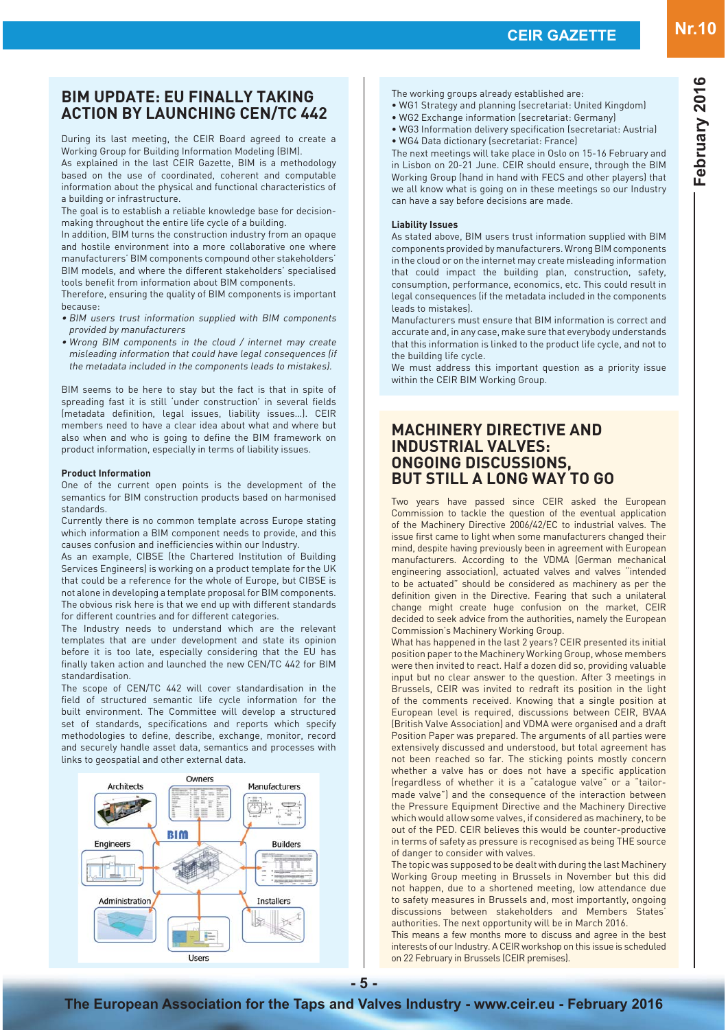## BIM UPDATE: EU FINALLY TAKING ACTION BY LAUNCHING CEN/TC 442

During its last meeting, the CEIR Board agreed to create a Working Group for Building Information Modeling (BIM).

As explained in the last CEIR Gazette, BIM is a methodology based on the use of coordinated, coherent and computable information about the physical and functional characteristics of a building or infrastructure.

The goal is to establish a reliable knowledge base for decision-making throughout the entire life cycle of a building.

In addition, BIM turns the construction industry from an opaque and hostile environment into a more collaborative one where manufacturers' BIM components compound other stakeholders' BIM models, and where the different stakeholders' specialised tools benefit from information about BIM components.

Therefore, ensuring the quality of BIM components is important because:

- *BIM users trust information supplied with BIM components provided by manufacturers*
- *Wrong BIM components in the cloud / internet may create misleading information that could have legal consequences (if the metadata included in the components leads to mistakes).*

BIM seems to be here to stay but the fact is that in spite of spreading fast it is still 'under construction' in several fields (metadata definition, legal issues, liability issues…). CEIR members need to have a clear idea about what and where but also when and who is going to define the BIM framework on product information, especially in terms of liability issues.

**Product Information**

One of the current open points is the development of the semantics for BIM construction products based on harmonised standards.

Currently there is no common template across Europe stating which information a BIM component needs to provide, and this causes confusion and inefficiencies within our Industry.

As an example, CIBSE (the Chartered Institution of Building Services Engineers) is working on a product template for the UK that could be a reference for the whole of Europe, but CIBSE is not alone in developing a template proposal for BIM components. The obvious risk here is that we end up with different standards for different countries and for different categories.

The Industry needs to understand which are the relevant templates that are under development and state its opinion before it is too late, especially considering that the EU has finally taken action and launched the new CEN/TC 442 for BIM standardisation.

The scope of CEN/TC 442 will cover standardisation in the field of structured semantic life cycle information for the built environment. The Committee will develop a structured set of standards, specifications and reports which specify methodologies to define, describe, exchange, monitor, record and securely handle asset data, semantics and processes with links to geospatial and other external data.

The working groups already established are:

- WG1 Strategy and planning (secretariat: United Kingdom)
- WG2 Exchange information (secretariat: Germany)
- WG3 Information delivery specification (secretariat: Austria)
- WG4 Data dictionary (secretariat: France)

The next meetings will take place in Oslo on 15-16 February and in Lisbon on 20-21 June. CEIR should ensure, through the BIM Working Group (hand in hand with FECS and other players) that we all know what is going on in these meetings so our Industry can have a say before decisions are made.

**Liability Issues**

As stated above, BIM users trust information supplied with BIM components provided by manufacturers. Wrong BIM components in the cloud or on the internet may create misleading information that could impact the building plan, construction, safety, consumption, performance, economics, etc. This could result in legal consequences (if the metadata included in the components leads to mistakes).

Manufacturers must ensure that BIM information is correct and accurate and, in any case, make sure that everybody understands that this information is linked to the product life cycle, and not to the building life cycle.

We must address this important question as a priority issue within the CEIR BIM Working Group.

## MACHINERY DIRECTIVE AND INDUSTRIAL VALVES: ONGOING DISCUSSIONS, BUT STILL A LONG WAY TO GO

Two years have passed since CEIR asked the European Commission to tackle the question of the eventual application of the Machinery Directive 2006/42/EC to industrial valves. The issue first came to light when some manufacturers changed their mind, despite having previously been in agreement with European manufacturers. According to the VDMA (German mechanical engineering association), actuated valves and valves "intended to be actuated" should be considered as machinery as per the definition given in the Directive. Fearing that such a unilateral change might create huge confusion on the market, CEIR decided to seek advice from the authorities, namely the European Commission's Machinery Working Group.

What has happened in the last 2 years? CEIR presented its initial position paper to the Machinery Working Group, whose members were then invited to react. Half a dozen did so, providing valuable input but no clear answer to the question. After 3 meetings in Brussels, CEIR was invited to redraft its position in the light of the comments received. Knowing that a single position at European level is required, discussions between CEIR, BVAA (British Valve Association) and VDMA were organised and a draft Position Paper was prepared. The arguments of all parties were extensively discussed and understood, but total agreement has not been reached so far. The sticking points mostly concern whether a valve has or does not have a specific application (regardless of whether it is a "catalogue valve" or a "tailor-made valve") and the consequence of the interaction between the Pressure Equipment Directive and the Machinery Directive which would allow some valves, if considered as machinery, to be out of the PED. CEIR believes this would be counter-productive in terms of safety as pressure is recognised as being THE source of danger to consider with valves.

The topic was supposed to be dealt with during the last Machinery Working Group meeting in Brussels in November but this did not happen, due to a shortened meeting, low attendance due to safety measures in Brussels and, most importantly, ongoing discussions between stakeholders and Members States' authorities. The next opportunity will be in March 2016.

This means a few months more to discuss and agree in the best interests of our Industry. A CEIR workshop on this issue is scheduled on 22 February in Brussels (CEIR premises).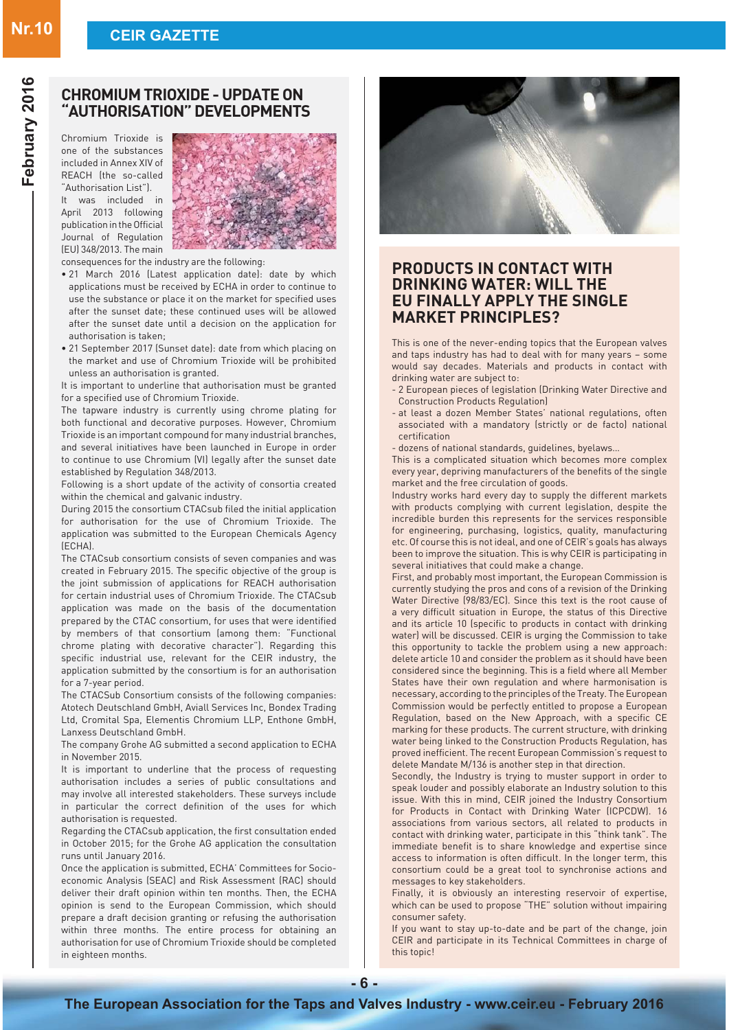## CHROMIUM TRIOXIDE - UPDATE ON "AUTHORISATION" DEVELOPMENTS

Chromium Trioxide is one of the substances included in Annex XIV of REACH (the so-called "Authorisation List"). It was included in April 2013 following publication in the Official Journal of Regulation (EU) 348/2013. The main consequences for the industry are the following:

- 21 March 2016 (Latest application date): date by which applications must be received by ECHA in order to continue to use the substance or place it on the market for specified uses after the sunset date; these continued uses will be allowed after the sunset date until a decision on the application for authorisation is taken;
- 21 September 2017 (Sunset date): date from which placing on the market and use of Chromium Trioxide will be prohibited unless an authorisation is granted.

It is important to underline that authorisation must be granted for a specified use of Chromium Trioxide.

The tapware industry is currently using chrome plating for both functional and decorative purposes. However, Chromium Trioxide is an important compound for many industrial branches, and several initiatives have been launched in Europe in order to continue to use Chromium (VI) legally after the sunset date established by Regulation 348/2013.

Following is a short update of the activity of consortia created within the chemical and galvanic industry.

During 2015 the consortium CTACsub filed the initial application for authorisation for the use of Chromium Trioxide. The application was submitted to the European Chemicals Agency (ECHA).

The CTACsub consortium consists of seven companies and was created in February 2015. The specific objective of the group is the joint submission of applications for REACH authorisation for certain industrial uses of Chromium Trioxide. The CTACsub application was made on the basis of the documentation prepared by the CTAC consortium, for uses that were identified by members of that consortium (among them: "Functional chrome plating with decorative character"). Regarding this specific industrial use, relevant for the CEIR industry, the application submitted by the consortium is for an authorisation for a 7-year period.

The CTACSub Consortium consists of the following companies: Atotech Deutschland GmbH, Aviall Services Inc, Bondex Trading Ltd, Cromital Spa, Elementis Chromium LLP, Enthone GmbH, Lanxess Deutschland GmbH.

The company Grohe AG submitted a second application to ECHA in November 2015.

It is important to underline that the process of requesting authorisation includes a series of public consultations and may involve all interested stakeholders. These surveys include in particular the correct definition of the uses for which authorisation is requested.

Regarding the CTACsub application, the first consultation ended in October 2015; for the Grohe AG application the consultation runs until January 2016.

Once the application is submitted, ECHA' Committees for Socio-economic Analysis (SEAC) and Risk Assessment (RAC) should deliver their draft opinion within ten months. Then, the ECHA opinion is send to the European Commission, which should prepare a draft decision granting or refusing the authorisation within three months. The entire process for obtaining an authorisation for use of Chromium Trioxide should be completed in eighteen months.

## PRODUCTS IN CONTACT WITH DRINKING WATER: WILL THE EU FINALLY APPLY THE SINGLE MARKET PRINCIPLES?

This is one of the never-ending topics that the European valves and taps industry has had to deal with for many years – some would say decades. Materials and products in contact with drinking water are subject to:

- 2 European pieces of legislation (Drinking Water Directive and Construction Products Regulation)
- at least a dozen Member States' national regulations, often associated with a mandatory (strictly or de facto) national certification
- dozens of national standards, guidelines, byelaws...

This is a complicated situation which becomes more complex every year, depriving manufacturers of the benefits of the single market and the free circulation of goods.

Industry works hard every day to supply the different markets with products complying with current legislation, despite the incredible burden this represents for the services responsible for engineering, purchasing, logistics, quality, manufacturing etc. Of course this is not ideal, and one of CEIR's goals has always been to improve the situation. This is why CEIR is participating in several initiatives that could make a change.

First, and probably most important, the European Commission is currently studying the pros and cons of a revision of the Drinking Water Directive (98/83/EC). Since this text is the root cause of a very difficult situation in Europe, the status of this Directive and its article 10 (specific to products in contact with drinking water) will be discussed. CEIR is urging the Commission to take this opportunity to tackle the problem using a new approach: delete article 10 and consider the problem as it should have been considered since the beginning. This is a field where all Member States have their own regulation and where harmonisation is necessary, according to the principles of the Treaty. The European Commission would be perfectly entitled to propose a European Regulation, based on the New Approach, with a specific CE marking for these products. The current structure, with drinking water being linked to the Construction Products Regulation, has proved inefficient. The recent European Commission's request to delete Mandate M/136 is another step in that direction.

Secondly, the Industry is trying to muster support in order to speak louder and possibly elaborate an Industry solution to this issue. With this in mind, CEIR joined the Industry Consortium for Products in Contact with Drinking Water (ICPCDW). 16 associations from various sectors, all related to products in contact with drinking water, participate in this "think tank". The immediate benefit is to share knowledge and expertise since access to information is often difficult. In the longer term, this consortium could be a great tool to synchronise actions and messages to key stakeholders.

Finally, it is obviously an interesting reservoir of expertise, which can be used to propose "THE" solution without impairing consumer safety.

If you want to stay up-to-date and be part of the change, join CEIR and participate in its Technical Committees in charge of this topic!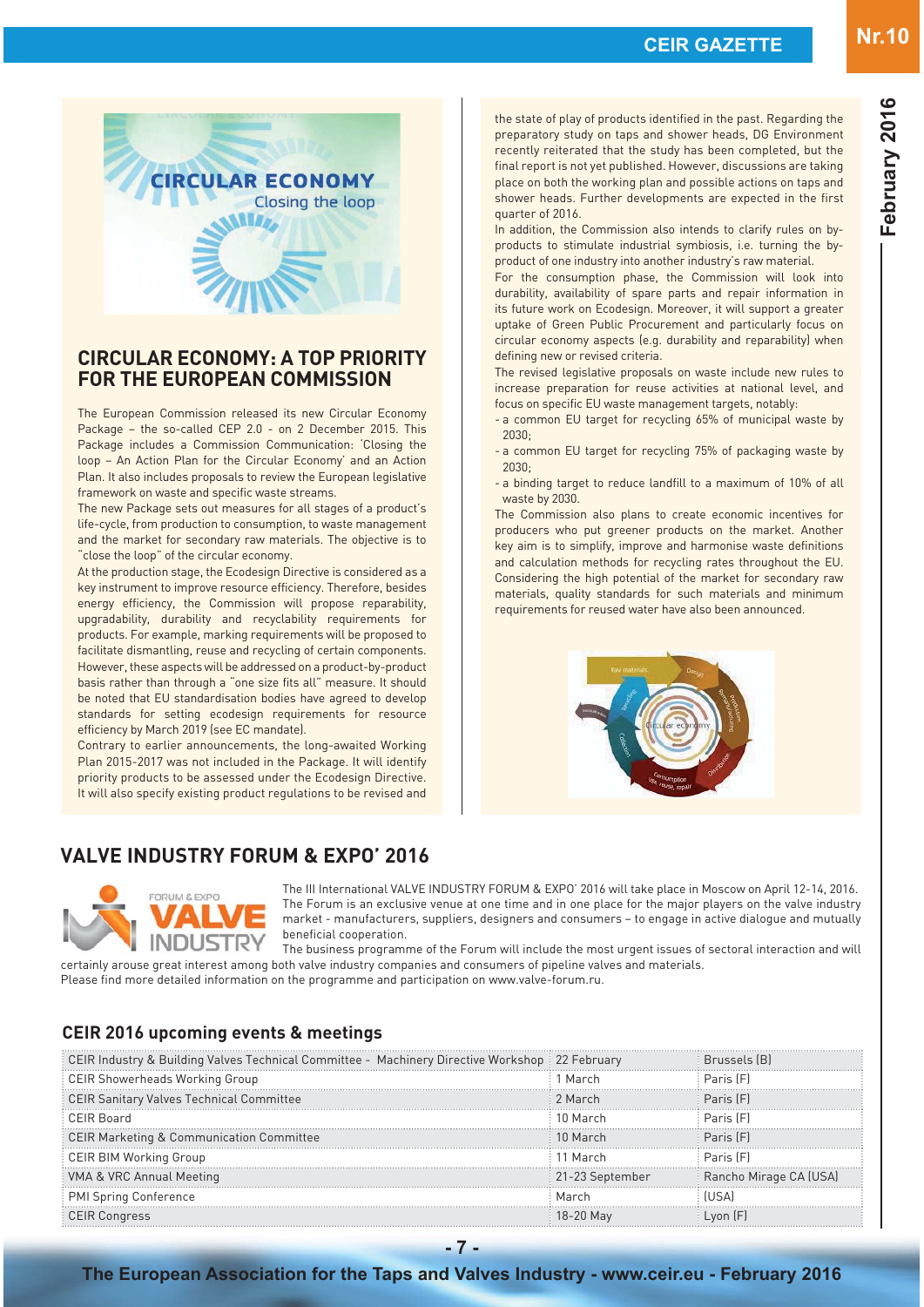## CIRCULAR ECONOMY: A TOP PRIORITY FOR THE EUROPEAN COMMISSION

The European Commission released its new Circular Economy Package – the so-called CEP 2.0 - on 2 December 2015. This Package includes a Commission Communication: 'Closing the loop – An Action Plan for the Circular Economy' and an Action Plan. It also includes proposals to review the European legislative framework on waste and specific waste streams.

The new Package sets out measures for all stages of a product's life-cycle, from production to consumption, to waste management and the market for secondary raw materials. The objective is to "close the loop" of the circular economy.

At the production stage, the Ecodesign Directive is considered as a key instrument to improve resource efficiency. Therefore, besides energy efficiency, the Commission will propose reparability, upgradability, durability and recyclability requirements for products. For example, marking requirements will be proposed to facilitate dismantling, reuse and recycling of certain components. However, these aspects will be addressed on a product-by-product basis rather than through a "one size fits all" measure. It should be noted that EU standardisation bodies have agreed to develop standards for setting ecodesign requirements for resource efficiency by March 2019 (see EC mandate).

Contrary to earlier announcements, the long-awaited Working Plan 2015-2017 was not included in the Package. It will identify priority products to be assessed under the Ecodesign Directive. It will also specify existing product regulations to be revised and the state of play of products identified in the past. Regarding the preparatory study on taps and shower heads, DG Environment recently reiterated that the study has been completed, but the final report is not yet published. However, discussions are taking place on both the working plan and possible actions on taps and shower heads. Further developments are expected in the first quarter of 2016.

In addition, the Commission also intends to clarify rules on by-products to stimulate industrial symbiosis, i.e. turning the by-product of one industry into another industry's raw material.

For the consumption phase, the Commission will look into durability, availability of spare parts and repair information in its future work on Ecodesign. Moreover, it will support a greater uptake of Green Public Procurement and particularly focus on circular economy aspects (e.g. durability and reparability) when defining new or revised criteria.

The revised legislative proposals on waste include new rules to increase preparation for reuse activities at national level, and focus on specific EU waste management targets, notably:

- a common EU target for recycling 65% of municipal waste by 2030;
- a common EU target for recycling 75% of packaging waste by 2030;
- a binding target to reduce landfill to a maximum of 10% of all waste by 2030.

The Commission also plans to create economic incentives for producers who put greener products on the market. Another key aim is to simplify, improve and harmonise waste definitions and calculation methods for recycling rates throughout the EU. Considering the high potential of the market for secondary raw materials, quality standards for such materials and minimum requirements for reused water have also been announced.

## VALVE INDUSTRY FORUM & EXPO' 2016

The III International VALVE INDUSTRY FORUM & EXPO' 2016 will take place in Moscow on April 12-14, 2016. The Forum is an exclusive venue at one time and in one place for the major players on the valve industry market - manufacturers, suppliers, designers and consumers – to engage in active dialogue and mutually beneficial cooperation.

The business programme of the Forum will include the most urgent issues of sectoral interaction and will certainly arouse great interest among both valve industry companies and consumers of pipeline valves and materials.

Please find more detailed information on the programme and participation on www.valve-forum.ru.

### CEIR 2016 upcoming events & meetings

| Event | Date | Location |
|---|---|---|
| CEIR Industry & Building Valves Technical Committee - Machinery Directive Workshop | 22 February | Brussels (B) |
| CEIR Showerheads Working Group | 1 March | Paris (F) |
| CEIR Sanitary Valves Technical Committee | 2 March | Paris (F) |
| CEIR Board | 10 March | Paris (F) |
| CEIR Marketing & Communication Committee | 10 March | Paris (F) |
| CEIR BIM Working Group | 11 March | Paris (F) |
| VMA & VRC Annual Meeting | 21-23 September | Rancho Mirage CA (USA) |
| PMI Spring Conference | March | (USA) |
| CEIR Congress | 18-20 May | Lyon (F) |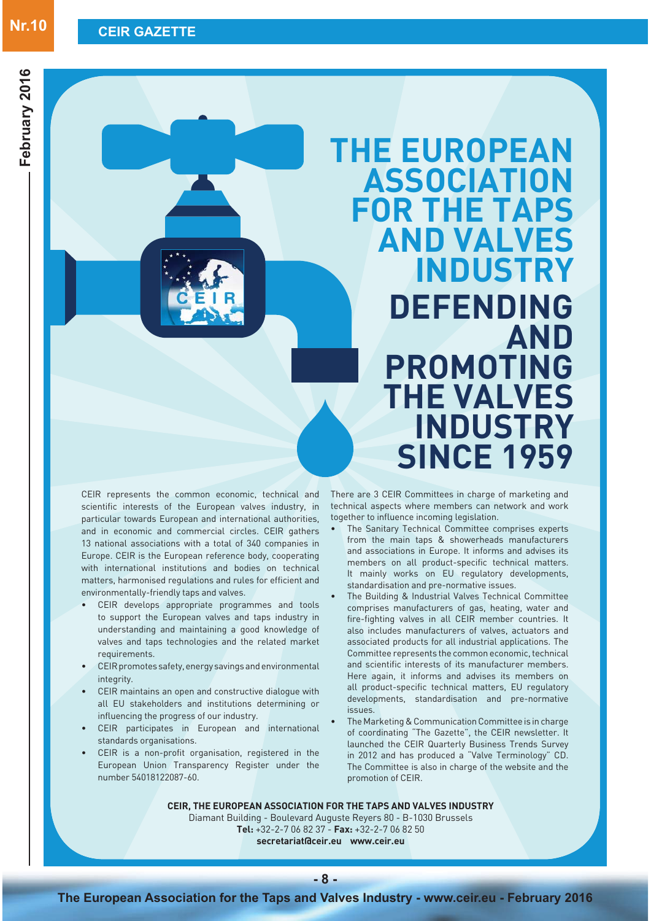# THE EUROPEAN ASSOCIATION FOR THE TAPS AND VALVES INDUSTRY

## DEFENDING AND PROMOTING THE VALVES INDUSTRY SINCE 1959

CEIR represents the common economic, technical and scientific interests of the European valves industry, in particular towards European and international authorities, and in economic and commercial circles. CEIR gathers 13 national associations with a total of 340 companies in Europe. CEIR is the European reference body, cooperating with international institutions and bodies on technical matters, harmonised regulations and rules for efficient and environmentally-friendly taps and valves.

- CEIR develops appropriate programmes and tools to support the European valves and taps industry in understanding and maintaining a good knowledge of valves and taps technologies and the related market requirements.
- CEIR promotes safety, energy savings and environmental integrity.
- CEIR maintains an open and constructive dialogue with all EU stakeholders and institutions determining or influencing the progress of our industry.
- CEIR participates in European and international standards organisations.
- CEIR is a non-profit organisation, registered in the European Union Transparency Register under the number 54018122087-60.

There are 3 CEIR Committees in charge of marketing and technical aspects where members can network and work together to influence incoming legislation.

- The Sanitary Technical Committee comprises experts from the main taps & showerheads manufacturers and associations in Europe. It informs and advises its members on all product-specific technical matters. It mainly works on EU regulatory developments, standardisation and pre-normative issues.
- The Building & Industrial Valves Technical Committee comprises manufacturers of gas, heating, water and fire-fighting valves in all CEIR member countries. It also includes manufacturers of valves, actuators and associated products for all industrial applications. The Committee represents the common economic, technical and scientific interests of its manufacturer members. Here again, it informs and advises its members on all product-specific technical matters, EU regulatory developments, standardisation and pre-normative issues.
- The Marketing & Communication Committee is in charge of coordinating "The Gazette", the CEIR newsletter. It launched the CEIR Quarterly Business Trends Survey in 2012 and has produced a "Valve Terminology" CD. The Committee is also in charge of the website and the promotion of CEIR.

**CEIR, THE EUROPEAN ASSOCIATION FOR THE TAPS AND VALVES INDUSTRY**
Diamant Building - Boulevard Auguste Reyers 80 - B-1030 Brussels
**Tel:** +32-2-7 06 82 37 - **Fax:** +32-2-7 06 82 50
**secretariat@ceir.eu www.ceir.eu**